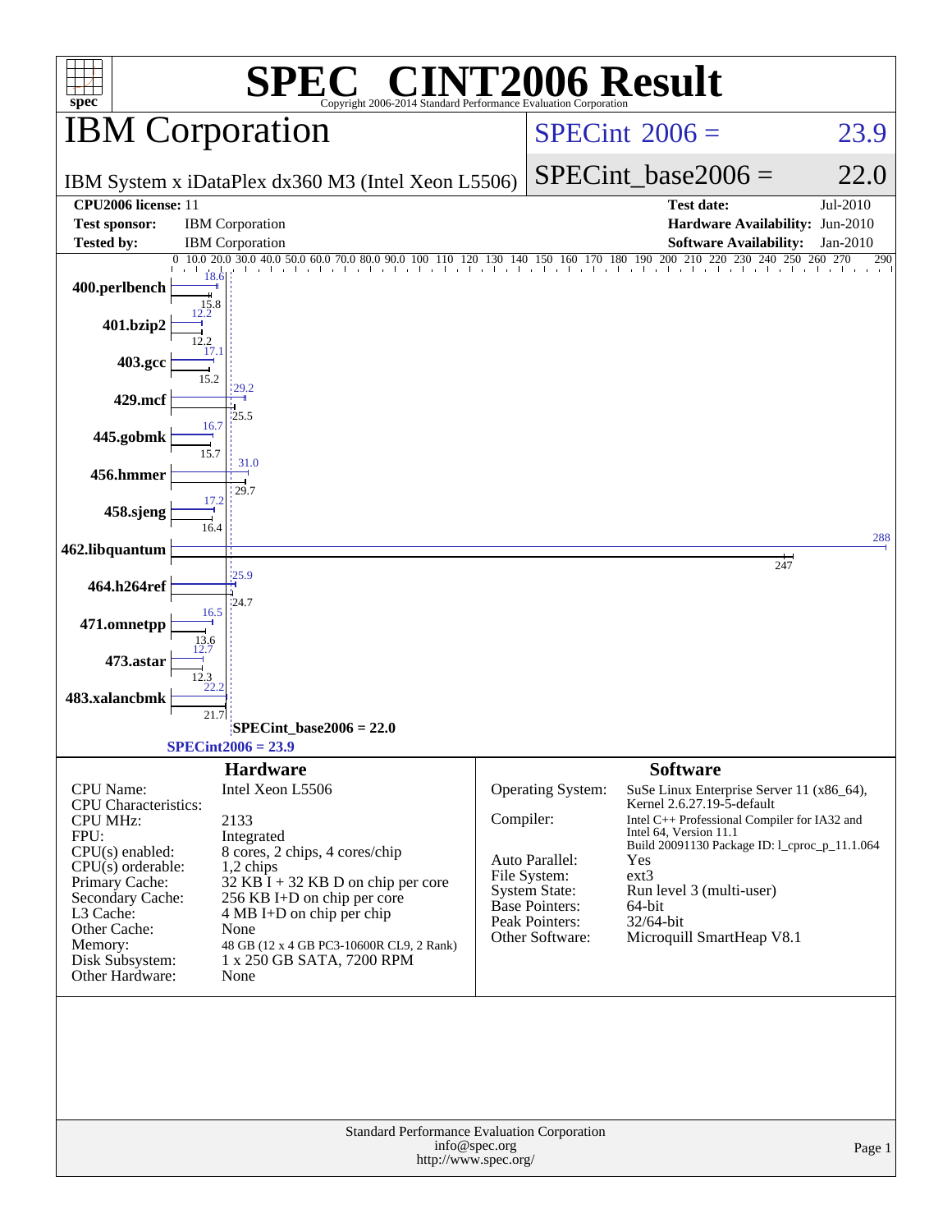# SPEC® CINT2006 Result

Copyright 2006-2014 Standard Performance Evaluation Corporation

## IBM Corporation

IBM System x iDataPlex dx360 M3 (Intel Xeon L5506)

SPECint 2006 = 23.9

SPECint_base2006 = 22.0

| | | | |
|---|---|---|---|
| **CPU2006 license:** 11 | | **Test date:** | Jul-2010 |
| **Test sponsor:** | IBM Corporation | **Hardware Availability:** | Jun-2010 |
| **Tested by:** | IBM Corporation | **Software Availability:** | Jan-2010 |

| Benchmark | Peak | Base |
|---|---|---|
| 400.perlbench | 18.6 | 15.8 |
| 401.bzip2 | 12.2 | 12.2 |
| 403.gcc | 17.1 | 15.2 |
| 429.mcf | 29.2 | 25.5 |
| 445.gobmk | 16.7 | 15.7 |
| 456.hmmer | 31.0 | 29.7 |
| 458.sjeng | 17.2 | 16.4 |
| 462.libquantum | 288 | 247 |
| 464.h264ref | 25.9 | 24.7 |
| 471.omnetpp | 16.5 | 13.6 |
| 473.astar | 12.7 | 12.3 |
| 483.xalancbmk | 22.2 | 21.7 |

SPECint_base2006 = 22.0

SPECint2006 = 23.9

### Hardware

| | |
|---|---|
| CPU Name: | Intel Xeon L5506 |
| CPU Characteristics: | |
| CPU MHz: | 2133 |
| FPU: | Integrated |
| CPU(s) enabled: | 8 cores, 2 chips, 4 cores/chip |
| CPU(s) orderable: | 1,2 chips |
| Primary Cache: | 32 KB I + 32 KB D on chip per core |
| Secondary Cache: | 256 KB I+D on chip per core |
| L3 Cache: | 4 MB I+D on chip per chip |
| Other Cache: | None |
| Memory: | 48 GB (12 x 4 GB PC3-10600R CL9, 2 Rank) |
| Disk Subsystem: | 1 x 250 GB SATA, 7200 RPM |
| Other Hardware: | None |

### Software

| | |
|---|---|
| Operating System: | SuSe Linux Enterprise Server 11 (x86_64), Kernel 2.6.27.19-5-default |
| Compiler: | Intel C++ Professional Compiler for IA32 and Intel 64, Version 11.1 Build 20091130 Package ID: l_cproc_p_11.1.064 |
| Auto Parallel: | Yes |
| File System: | ext3 |
| System State: | Run level 3 (multi-user) |
| Base Pointers: | 64-bit |
| Peak Pointers: | 32/64-bit |
| Other Software: | Microquill SmartHeap V8.1 |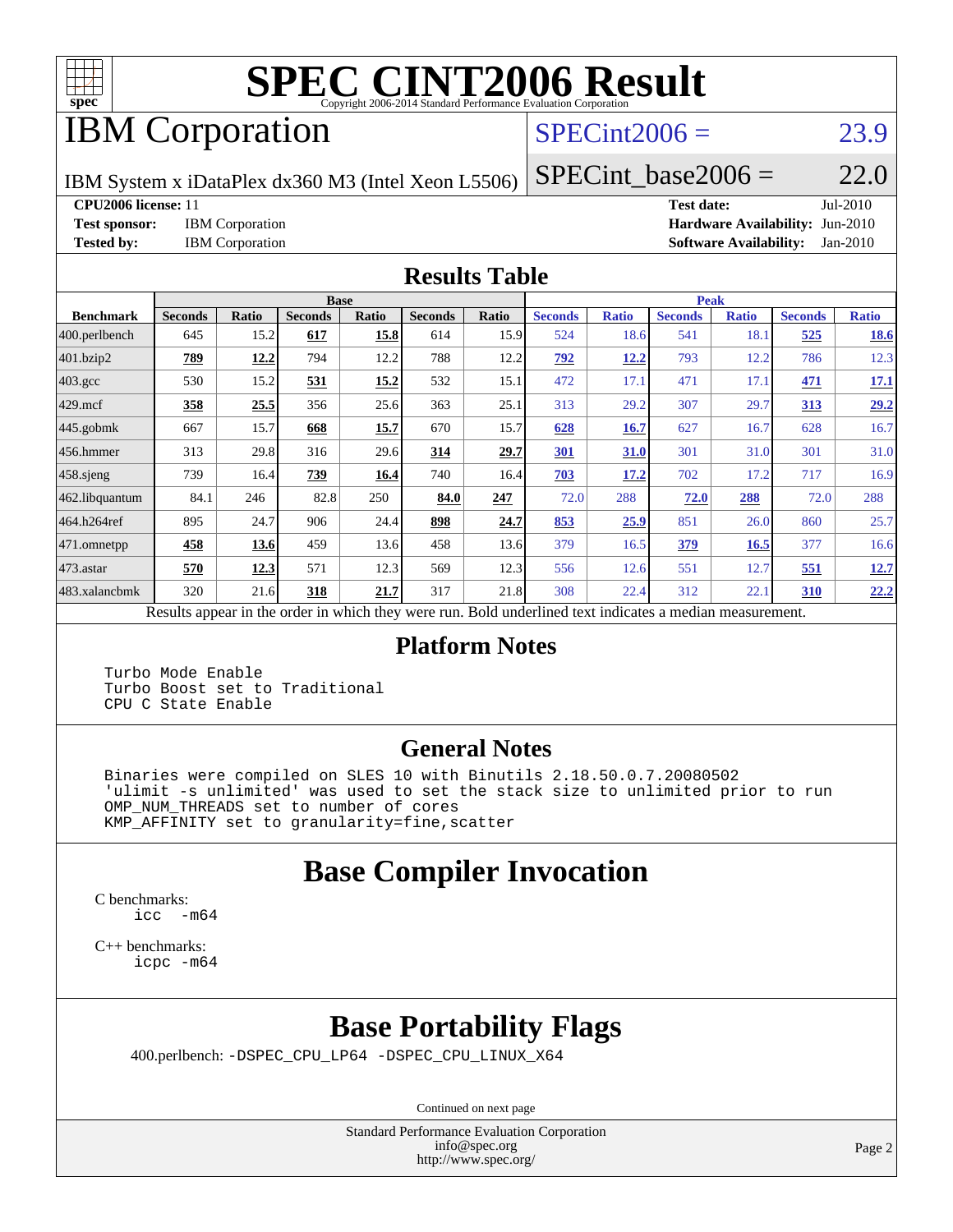# SPEC CINT2006 Result

Copyright 2006-2014 Standard Performance Evaluation Corporation

## IBM Corporation

IBM System x iDataPlex dx360 M3 (Intel Xeon L5506)

SPECint2006 = 23.9

SPECint_base2006 = 22.0

**CPU2006 license:** 11
**Test sponsor:** IBM Corporation
**Tested by:** IBM Corporation

**Test date:** Jul-2010
**Hardware Availability:** Jun-2010
**Software Availability:** Jan-2010

## Results Table

| Benchmark | Base | | | | | | Peak | | | | | |
|---|---|---|---|---|---|---|---|---|---|---|---|---|
| | Seconds | Ratio | Seconds | Ratio | Seconds | Ratio | Seconds | Ratio | Seconds | Ratio | Seconds | Ratio |
| 400.perlbench | 645 | 15.2 | **617** | **15.8** | 614 | 15.9 | 524 | 18.6 | 541 | 18.1 | **525** | **18.6** |
| 401.bzip2 | **789** | **12.2** | 794 | 12.2 | 788 | 12.2 | **792** | **12.2** | 793 | 12.2 | 786 | 12.3 |
| 403.gcc | 530 | 15.2 | **531** | **15.2** | 532 | 15.1 | 472 | 17.1 | 471 | 17.1 | **471** | **17.1** |
| 429.mcf | **358** | **25.5** | 356 | 25.6 | 363 | 25.1 | 313 | 29.2 | 307 | 29.7 | **313** | **29.2** |
| 445.gobmk | 667 | 15.7 | **668** | **15.7** | 670 | 15.7 | **628** | **16.7** | 627 | 16.7 | 628 | 16.7 |
| 456.hmmer | 313 | 29.8 | 316 | 29.6 | **314** | **29.7** | **301** | **31.0** | 301 | 31.0 | 301 | 31.0 |
| 458.sjeng | 739 | 16.4 | **739** | **16.4** | 740 | 16.4 | **703** | **17.2** | 702 | 17.2 | 717 | 16.9 |
| 462.libquantum | 84.1 | 246 | 82.8 | 250 | **84.0** | **247** | 72.0 | 288 | **72.0** | **288** | 72.0 | 288 |
| 464.h264ref | 895 | 24.7 | 906 | 24.4 | **898** | **24.7** | **853** | **25.9** | 851 | 26.0 | 860 | 25.7 |
| 471.omnetpp | **458** | **13.6** | 459 | 13.6 | 458 | 13.6 | 379 | 16.5 | **379** | **16.5** | 377 | 16.6 |
| 473.astar | **570** | **12.3** | 571 | 12.3 | 569 | 12.3 | 556 | 12.6 | 551 | 12.7 | **551** | **12.7** |
| 483.xalancbmk | 320 | 21.6 | **318** | **21.7** | 317 | 21.8 | 308 | 22.4 | 312 | 22.1 | **310** | **22.2** |

Results appear in the order in which they were run. Bold underlined text indicates a median measurement.

## Platform Notes

```
Turbo Mode Enable
Turbo Boost set to Traditional
CPU C State Enable
```

## General Notes

```
Binaries were compiled on SLES 10 with Binutils 2.18.50.0.7.20080502
'ulimit -s unlimited' was used to set the stack size to unlimited prior to run
OMP_NUM_THREADS set to number of cores
KMP_AFFINITY set to granularity=fine,scatter
```

## Base Compiler Invocation

C benchmarks:
```
icc  -m64
```

C++ benchmarks:
```
icpc -m64
```

## Base Portability Flags

400.perlbench: `-DSPEC_CPU_LP64 -DSPEC_CPU_LINUX_X64`

Continued on next page

Standard Performance Evaluation Corporation
info@spec.org
http://www.spec.org/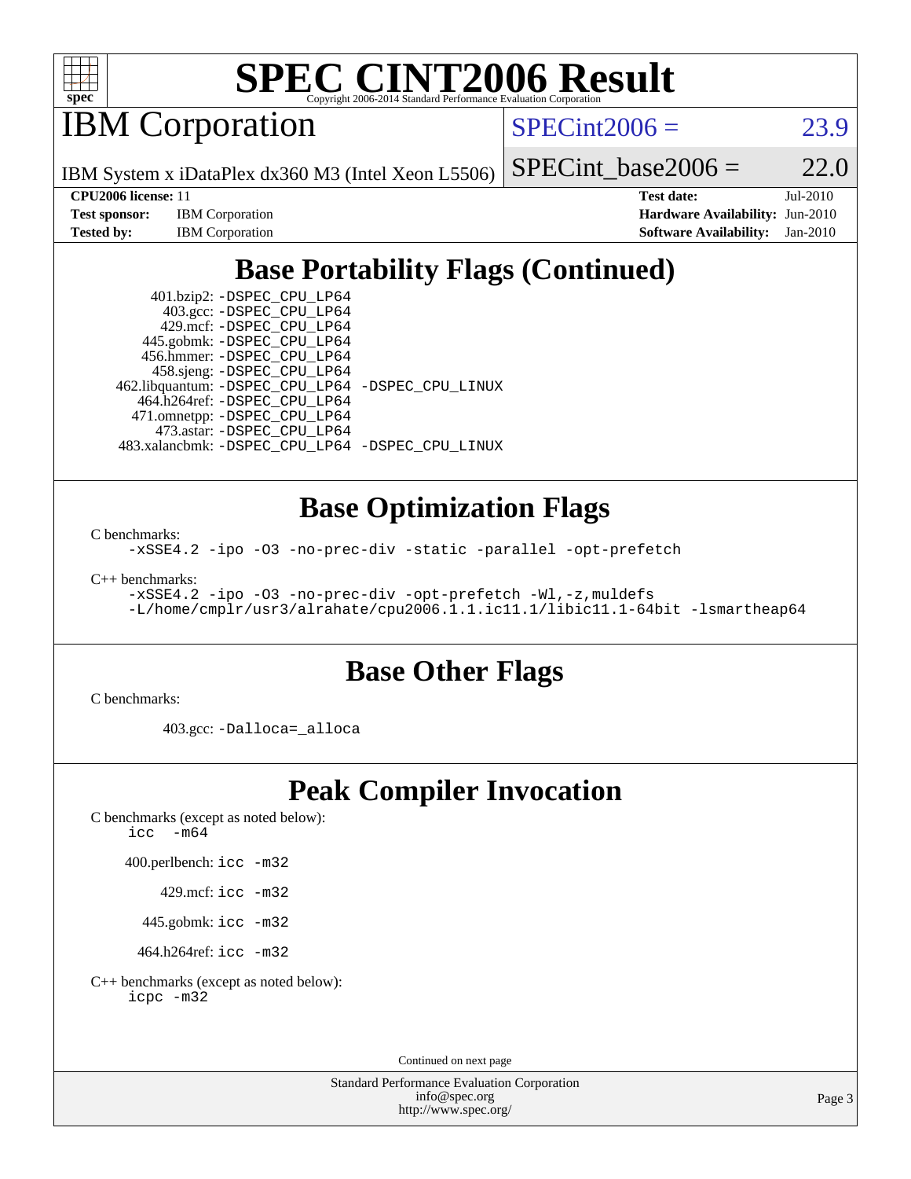## Base Portability Flags (Continued)

401.bzip2: `-DSPEC_CPU_LP64`
403.gcc: `-DSPEC_CPU_LP64`
429.mcf: `-DSPEC_CPU_LP64`
445.gobmk: `-DSPEC_CPU_LP64`
456.hmmer: `-DSPEC_CPU_LP64`
458.sjeng: `-DSPEC_CPU_LP64`
462.libquantum: `-DSPEC_CPU_LP64 -DSPEC_CPU_LINUX`
464.h264ref: `-DSPEC_CPU_LP64`
471.omnetpp: `-DSPEC_CPU_LP64`
473.astar: `-DSPEC_CPU_LP64`
483.xalancbmk: `-DSPEC_CPU_LP64 -DSPEC_CPU_LINUX`

## Base Optimization Flags

C benchmarks:

```
-xSSE4.2 -ipo -O3 -no-prec-div -static -parallel -opt-prefetch
```

C++ benchmarks:

```
-xSSE4.2 -ipo -O3 -no-prec-div -opt-prefetch -Wl,-z,muldefs
-L/home/cmplr/usr3/alrahate/cpu2006.1.1.ic11.1/libic11.1-64bit -lsmartheap64
```

## Base Other Flags

C benchmarks:

403.gcc: `-Dalloca=_alloca`

## Peak Compiler Invocation

C benchmarks (except as noted below):

```
icc  -m64
```

400.perlbench: `icc -m32`

429.mcf: `icc -m32`

445.gobmk: `icc -m32`

464.h264ref: `icc -m32`

C++ benchmarks (except as noted below):

```
icpc -m32
```

Continued on next page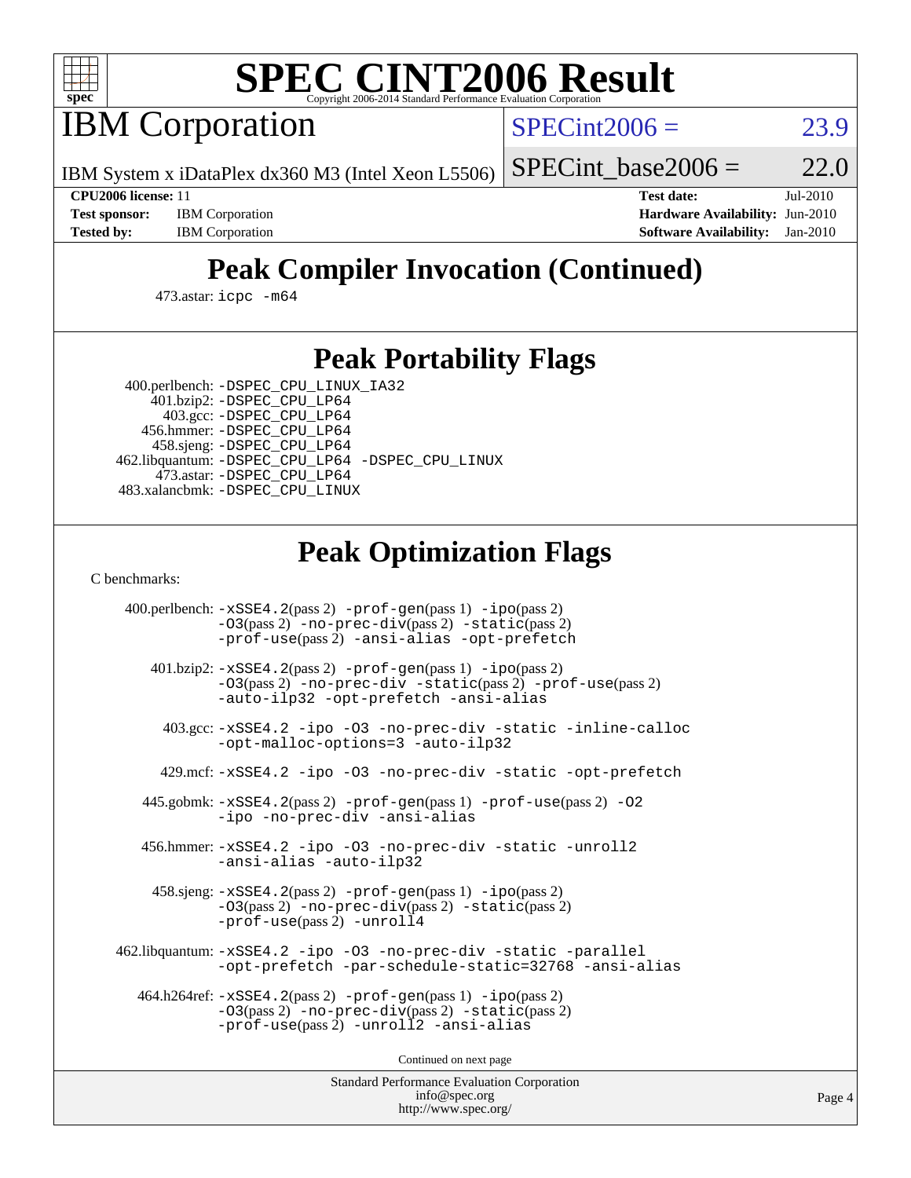# SPEC CINT2006 Result

## IBM Corporation

IBM System x iDataPlex dx360 M3 (Intel Xeon L5506)

SPECint2006 = 23.9

SPECint_base2006 = 22.0

**CPU2006 license:** 11
**Test sponsor:** IBM Corporation
**Tested by:** IBM Corporation

**Test date:** Jul-2010
**Hardware Availability:** Jun-2010
**Software Availability:** Jan-2010

## Peak Compiler Invocation (Continued)

473.astar: icpc -m64

## Peak Portability Flags

400.perlbench: -DSPEC_CPU_LINUX_IA32
401.bzip2: -DSPEC_CPU_LP64
403.gcc: -DSPEC_CPU_LP64
456.hmmer: -DSPEC_CPU_LP64
458.sjeng: -DSPEC_CPU_LP64
462.libquantum: -DSPEC_CPU_LP64 -DSPEC_CPU_LINUX
473.astar: -DSPEC_CPU_LP64
483.xalancbmk: -DSPEC_CPU_LINUX

## Peak Optimization Flags

C benchmarks:

400.perlbench: -xSSE4.2(pass 2) -prof-gen(pass 1) -ipo(pass 2) -O3(pass 2) -no-prec-div(pass 2) -static(pass 2) -prof-use(pass 2) -ansi-alias -opt-prefetch

401.bzip2: -xSSE4.2(pass 2) -prof-gen(pass 1) -ipo(pass 2) -O3(pass 2) -no-prec-div -static(pass 2) -prof-use(pass 2) -auto-ilp32 -opt-prefetch -ansi-alias

403.gcc: -xSSE4.2 -ipo -O3 -no-prec-div -static -inline-calloc -opt-malloc-options=3 -auto-ilp32

429.mcf: -xSSE4.2 -ipo -O3 -no-prec-div -static -opt-prefetch

445.gobmk: -xSSE4.2(pass 2) -prof-gen(pass 1) -prof-use(pass 2) -O2 -ipo -no-prec-div -ansi-alias

456.hmmer: -xSSE4.2 -ipo -O3 -no-prec-div -static -unroll2 -ansi-alias -auto-ilp32

458.sjeng: -xSSE4.2(pass 2) -prof-gen(pass 1) -ipo(pass 2) -O3(pass 2) -no-prec-div(pass 2) -static(pass 2) -prof-use(pass 2) -unroll4

462.libquantum: -xSSE4.2 -ipo -O3 -no-prec-div -static -parallel -opt-prefetch -par-schedule-static=32768 -ansi-alias

464.h264ref: -xSSE4.2(pass 2) -prof-gen(pass 1) -ipo(pass 2) -O3(pass 2) -no-prec-div(pass 2) -static(pass 2) -prof-use(pass 2) -unroll2 -ansi-alias

Continued on next page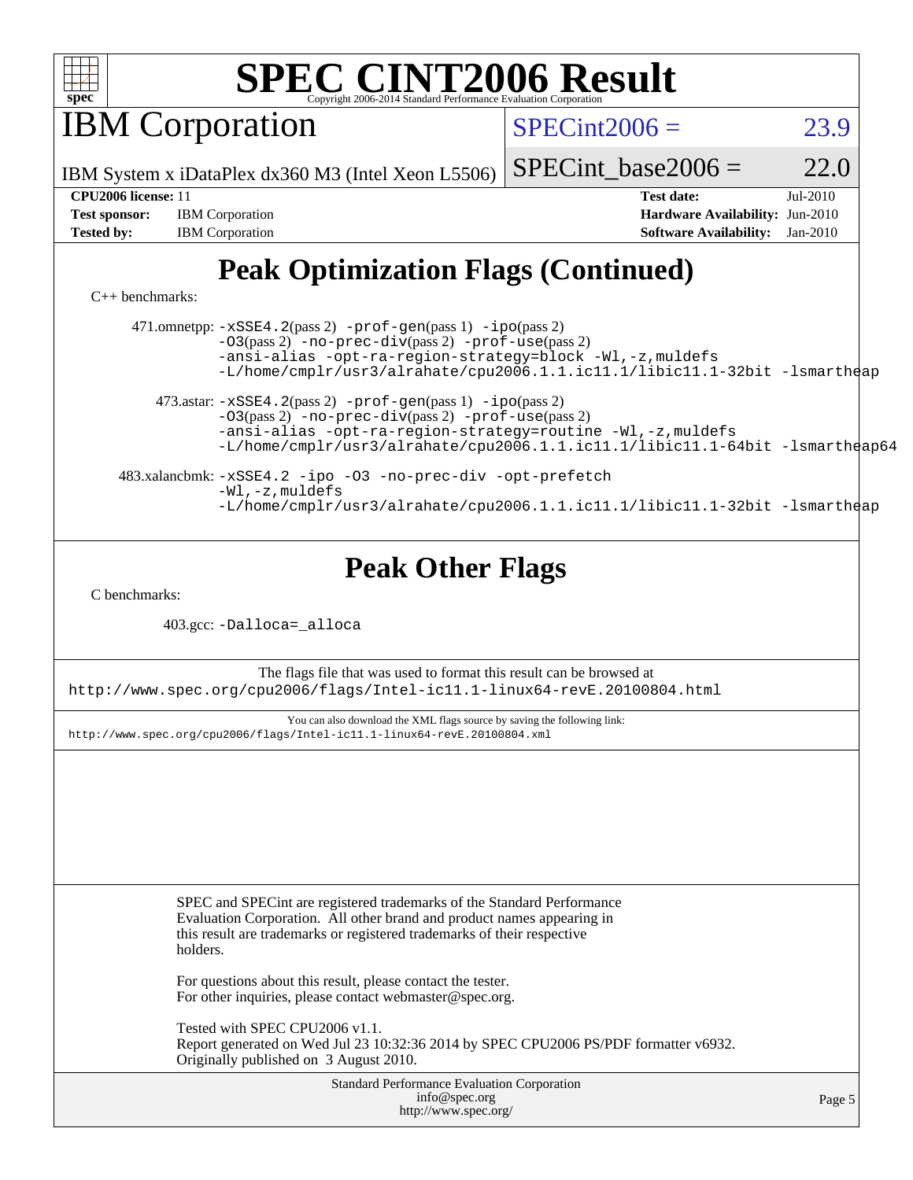# SPEC CINT2006 Result

Copyright 2006-2014 Standard Performance Evaluation Corporation

## IBM Corporation

IBM System x iDataPlex dx360 M3 (Intel Xeon L5506)

SPECint2006 = 23.9

SPECint_base2006 = 22.0

| | | | |
|---|---|---|---|
| **CPU2006 license:** 11 | | **Test date:** | Jul-2010 |
| **Test sponsor:** | IBM Corporation | **Hardware Availability:** | Jun-2010 |
| **Tested by:** | IBM Corporation | **Software Availability:** | Jan-2010 |

## Peak Optimization Flags (Continued)

C++ benchmarks:

471.omnetpp: `-xSSE4.2`(pass 2) `-prof-gen`(pass 1) `-ipo`(pass 2) `-O3`(pass 2) `-no-prec-div`(pass 2) `-prof-use`(pass 2) `-ansi-alias -opt-ra-region-strategy=block -Wl,-z,muldefs -L/home/cmplr/usr3/alrahate/cpu2006.1.1.ic11.1/libic11.1-32bit -lsmartheap`

473.astar: `-xSSE4.2`(pass 2) `-prof-gen`(pass 1) `-ipo`(pass 2) `-O3`(pass 2) `-no-prec-div`(pass 2) `-prof-use`(pass 2) `-ansi-alias -opt-ra-region-strategy=routine -Wl,-z,muldefs -L/home/cmplr/usr3/alrahate/cpu2006.1.1.ic11.1/libic11.1-64bit -lsmartheap64`

483.xalancbmk: `-xSSE4.2 -ipo -O3 -no-prec-div -opt-prefetch -Wl,-z,muldefs -L/home/cmplr/usr3/alrahate/cpu2006.1.1.ic11.1/libic11.1-32bit -lsmartheap`

## Peak Other Flags

C benchmarks:

403.gcc: `-Dalloca=_alloca`

The flags file that was used to format this result can be browsed at
http://www.spec.org/cpu2006/flags/Intel-ic11.1-linux64-revE.20100804.html

You can also download the XML flags source by saving the following link:
http://www.spec.org/cpu2006/flags/Intel-ic11.1-linux64-revE.20100804.xml

SPEC and SPECint are registered trademarks of the Standard Performance Evaluation Corporation. All other brand and product names appearing in this result are trademarks or registered trademarks of their respective holders.

For questions about this result, please contact the tester.
For other inquiries, please contact webmaster@spec.org.

Tested with SPEC CPU2006 v1.1.
Report generated on Wed Jul 23 10:32:36 2014 by SPEC CPU2006 PS/PDF formatter v6932.
Originally published on 3 August 2010.

Standard Performance Evaluation Corporation
info@spec.org
http://www.spec.org/